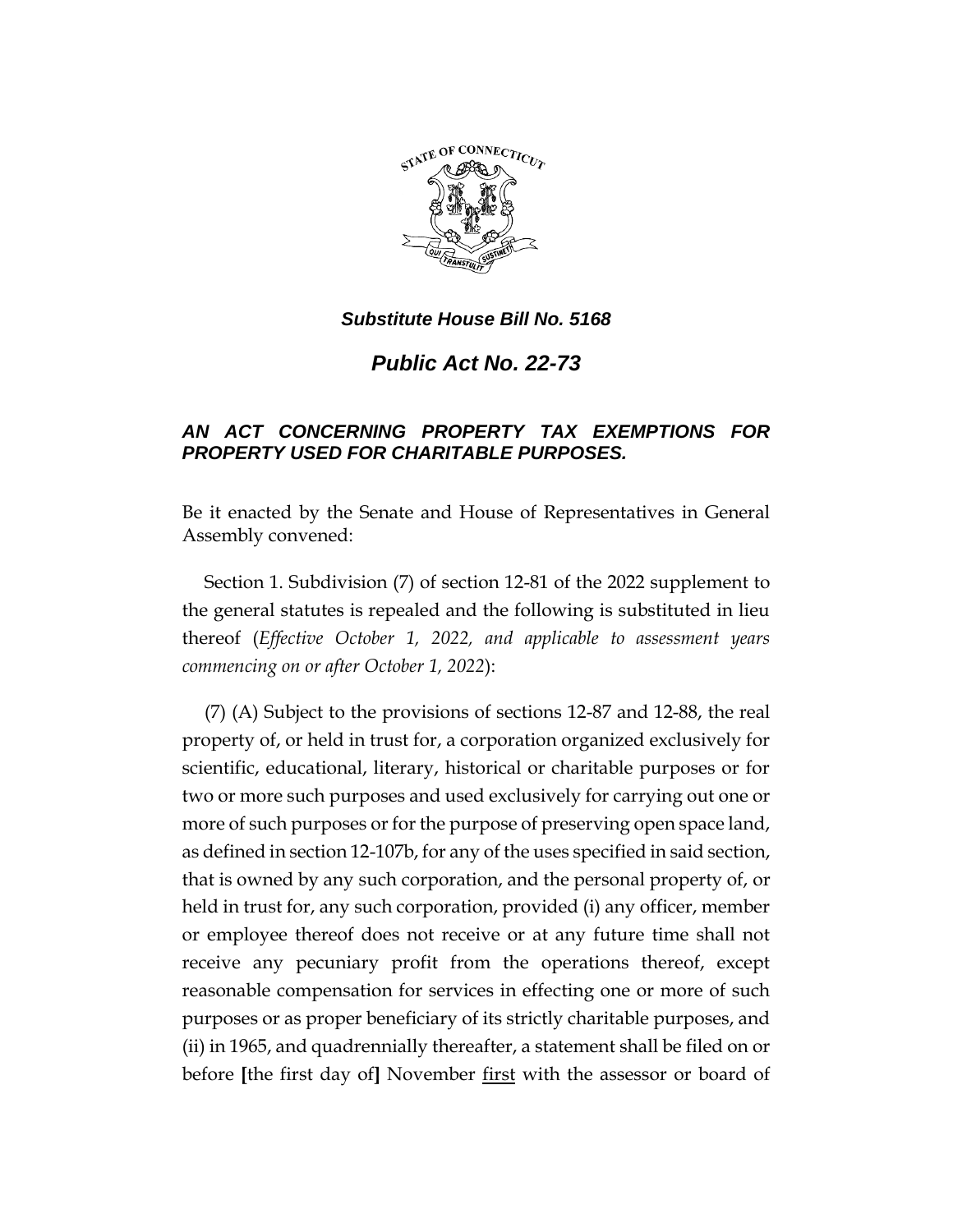***Substitute House Bill No. 5168***

# *Public Act No. 22-73*

## *AN ACT CONCERNING PROPERTY TAX EXEMPTIONS FOR PROPERTY USED FOR CHARITABLE PURPOSES.*

Be it enacted by the Senate and House of Representatives in General Assembly convened:

Section 1. Subdivision (7) of section 12-81 of the 2022 supplement to the general statutes is repealed and the following is substituted in lieu thereof (*Effective October 1, 2022, and applicable to assessment years commencing on or after October 1, 2022*):

(7) (A) Subject to the provisions of sections 12-87 and 12-88, the real property of, or held in trust for, a corporation organized exclusively for scientific, educational, literary, historical or charitable purposes or for two or more such purposes and used exclusively for carrying out one or more of such purposes or for the purpose of preserving open space land, as defined in section 12-107b, for any of the uses specified in said section, that is owned by any such corporation, and the personal property of, or held in trust for, any such corporation, provided (i) any officer, member or employee thereof does not receive or at any future time shall not receive any pecuniary profit from the operations thereof, except reasonable compensation for services in effecting one or more of such purposes or as proper beneficiary of its strictly charitable purposes, and (ii) in 1965, and quadrennially thereafter, a statement shall be filed on or before [the first day of] November <u>first</u> with the assessor or board of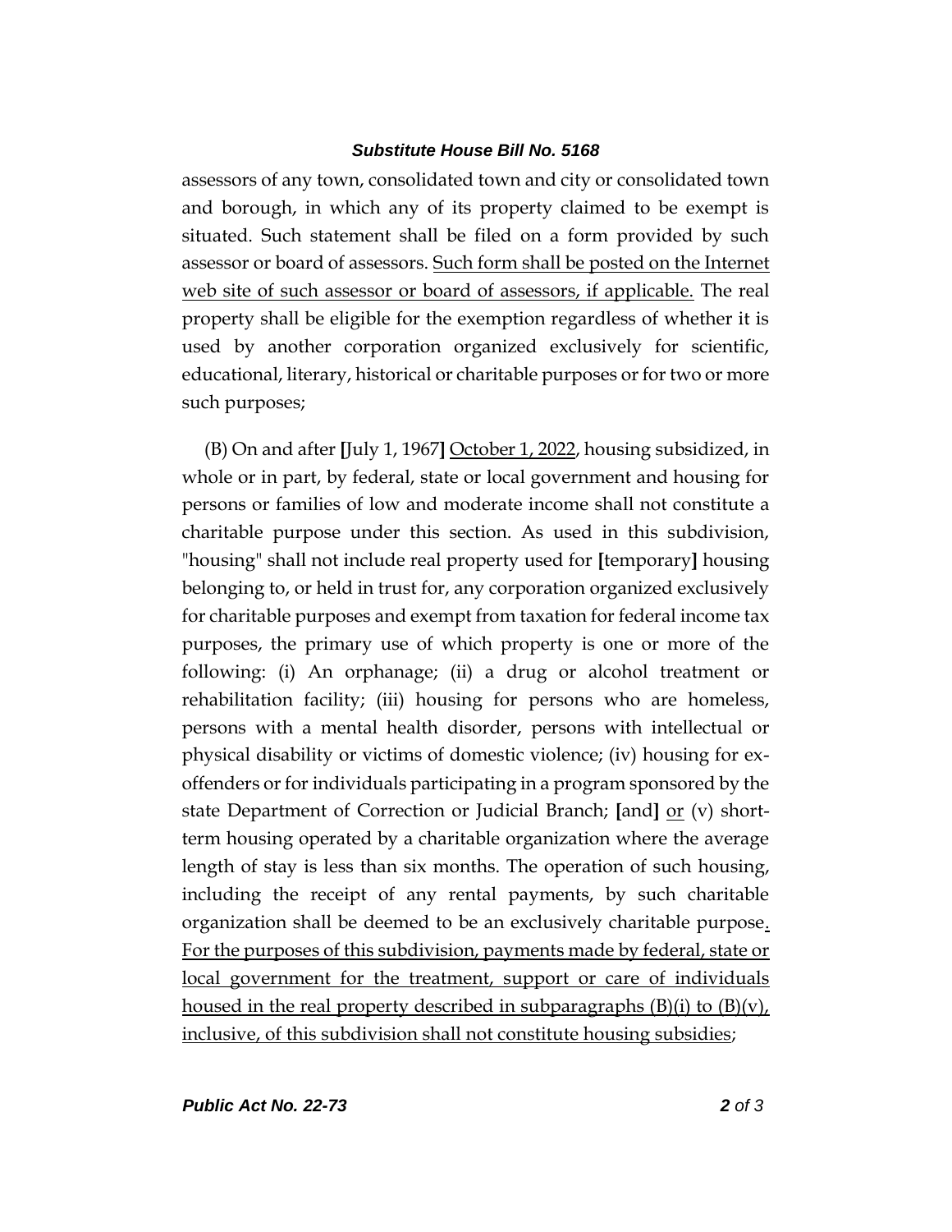assessors of any town, consolidated town and city or consolidated town and borough, in which any of its property claimed to be exempt is situated. Such statement shall be filed on a form provided by such assessor or board of assessors. <u>Such form shall be posted on the Internet web site of such assessor or board of assessors, if applicable.</u> The real property shall be eligible for the exemption regardless of whether it is used by another corporation organized exclusively for scientific, educational, literary, historical or charitable purposes or for two or more such purposes;

(B) On and after **[**July 1, 1967**]** <u>October 1, 2022</u>, housing subsidized, in whole or in part, by federal, state or local government and housing for persons or families of low and moderate income shall not constitute a charitable purpose under this section. As used in this subdivision, "housing" shall not include real property used for **[**temporary**]** housing belonging to, or held in trust for, any corporation organized exclusively for charitable purposes and exempt from taxation for federal income tax purposes, the primary use of which property is one or more of the following: (i) An orphanage; (ii) a drug or alcohol treatment or rehabilitation facility; (iii) housing for persons who are homeless, persons with a mental health disorder, persons with intellectual or physical disability or victims of domestic violence; (iv) housing for ex-offenders or for individuals participating in a program sponsored by the state Department of Correction or Judicial Branch; **[**and**]** <u>or</u> (v) short-term housing operated by a charitable organization where the average length of stay is less than six months. The operation of such housing, including the receipt of any rental payments, by such charitable organization shall be deemed to be an exclusively charitable purpose<u>. For the purposes of this subdivision, payments made by federal, state or local government for the treatment, support or care of individuals housed in the real property described in subparagraphs (B)(i) to (B)(v), inclusive, of this subdivision shall not constitute housing subsidies</u>;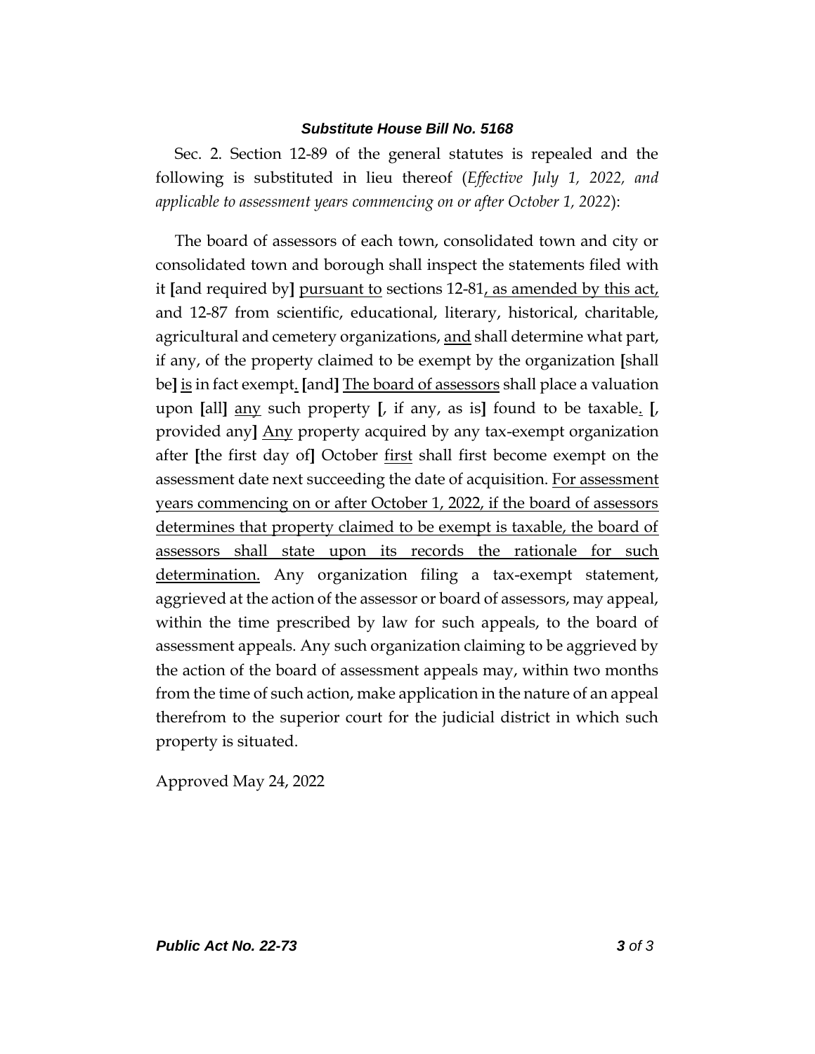Sec. 2. Section 12-89 of the general statutes is repealed and the following is substituted in lieu thereof (*Effective July 1, 2022, and applicable to assessment years commencing on or after October 1, 2022*):

The board of assessors of each town, consolidated town and city or consolidated town and borough shall inspect the statements filed with it **[**and required by**]** pursuant to sections 12-81, as amended by this act, and 12-87 from scientific, educational, literary, historical, charitable, agricultural and cemetery organizations, and shall determine what part, if any, of the property claimed to be exempt by the organization **[**shall be**]** is in fact exempt. **[**and**]** The board of assessors shall place a valuation upon **[**all**]** any such property **[**, if any, as is**]** found to be taxable. **[**, provided any**]** Any property acquired by any tax-exempt organization after **[**the first day of**]** October first shall first become exempt on the assessment date next succeeding the date of acquisition. For assessment years commencing on or after October 1, 2022, if the board of assessors determines that property claimed to be exempt is taxable, the board of assessors shall state upon its records the rationale for such determination. Any organization filing a tax-exempt statement, aggrieved at the action of the assessor or board of assessors, may appeal, within the time prescribed by law for such appeals, to the board of assessment appeals. Any such organization claiming to be aggrieved by the action of the board of assessment appeals may, within two months from the time of such action, make application in the nature of an appeal therefrom to the superior court for the judicial district in which such property is situated.

Approved May 24, 2022